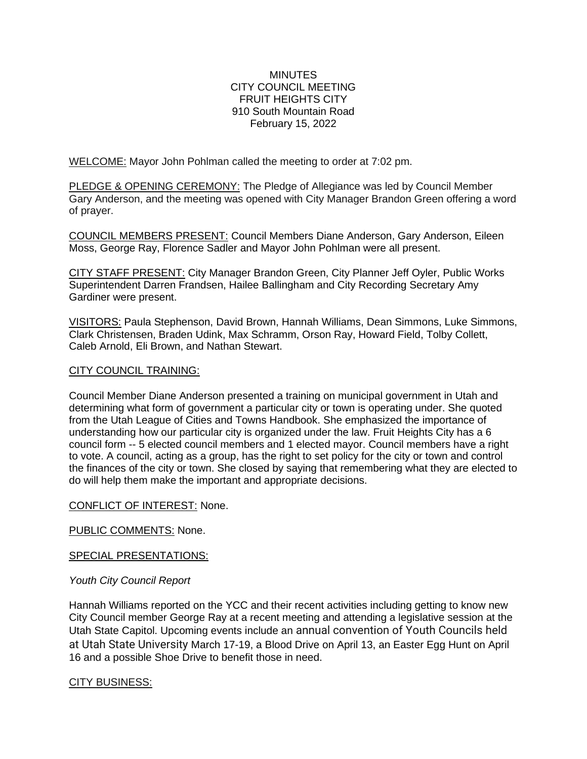MINUTES
CITY COUNCIL MEETING
FRUIT HEIGHTS CITY
910 South Mountain Road
February 15, 2022

WELCOME: Mayor John Pohlman called the meeting to order at 7:02 pm.

PLEDGE & OPENING CEREMONY: The Pledge of Allegiance was led by Council Member Gary Anderson, and the meeting was opened with City Manager Brandon Green offering a word of prayer.

COUNCIL MEMBERS PRESENT: Council Members Diane Anderson, Gary Anderson, Eileen Moss, George Ray, Florence Sadler and Mayor John Pohlman were all present.

CITY STAFF PRESENT: City Manager Brandon Green, City Planner Jeff Oyler, Public Works Superintendent Darren Frandsen, Hailee Ballingham and City Recording Secretary Amy Gardiner were present.

VISITORS: Paula Stephenson, David Brown, Hannah Williams, Dean Simmons, Luke Simmons, Clark Christensen, Braden Udink, Max Schramm, Orson Ray, Howard Field, Tolby Collett, Caleb Arnold, Eli Brown, and Nathan Stewart.

CITY COUNCIL TRAINING:

Council Member Diane Anderson presented a training on municipal government in Utah and determining what form of government a particular city or town is operating under. She quoted from the Utah League of Cities and Towns Handbook. She emphasized the importance of understanding how our particular city is organized under the law. Fruit Heights City has a 6 council form -- 5 elected council members and 1 elected mayor. Council members have a right to vote. A council, acting as a group, has the right to set policy for the city or town and control the finances of the city or town. She closed by saying that remembering what they are elected to do will help them make the important and appropriate decisions.

CONFLICT OF INTEREST: None.

PUBLIC COMMENTS: None.

SPECIAL PRESENTATIONS:

*Youth City Council Report*

Hannah Williams reported on the YCC and their recent activities including getting to know new City Council member George Ray at a recent meeting and attending a legislative session at the Utah State Capitol. Upcoming events include an annual convention of Youth Councils held at Utah State University March 17-19, a Blood Drive on April 13, an Easter Egg Hunt on April 16 and a possible Shoe Drive to benefit those in need.

CITY BUSINESS: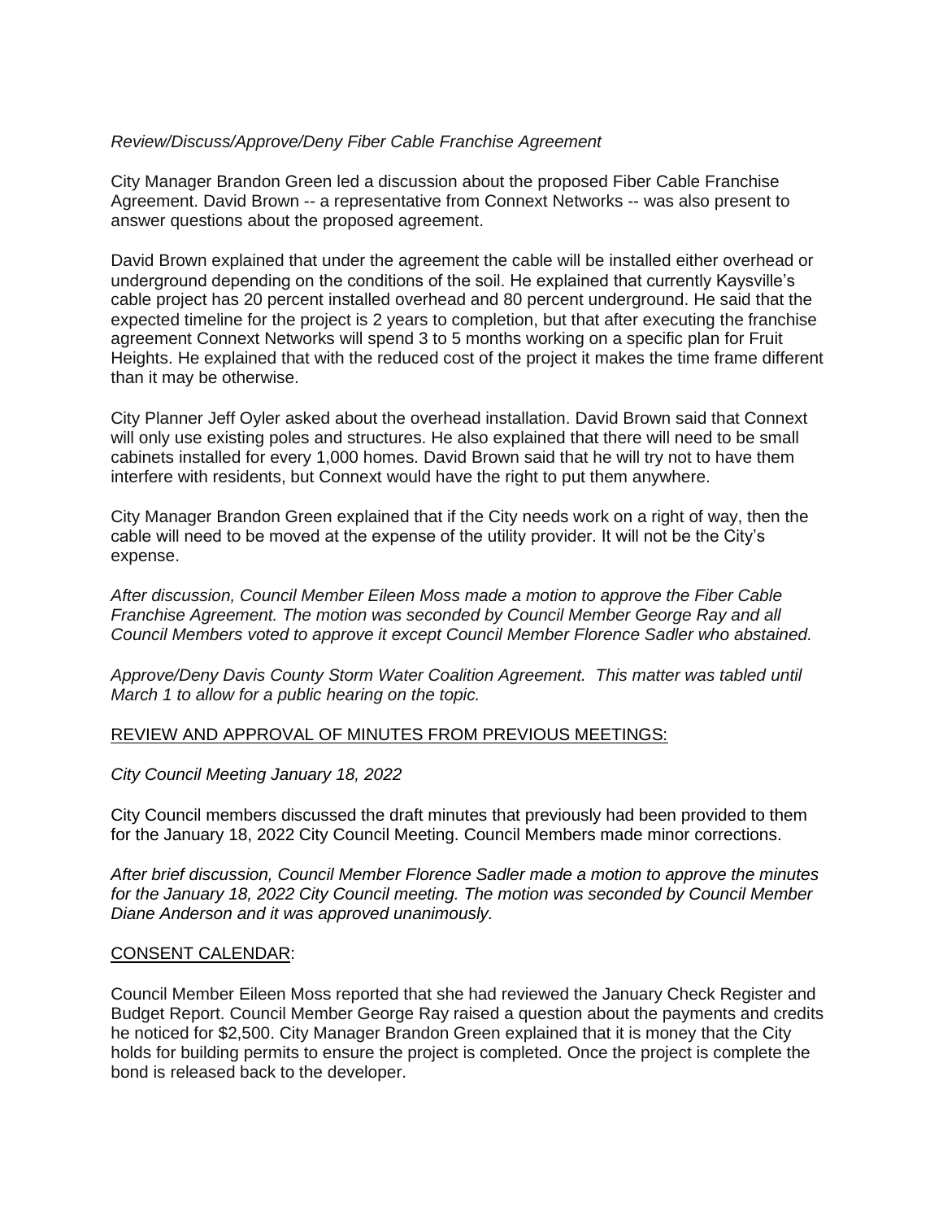*Review/Discuss/Approve/Deny Fiber Cable Franchise Agreement*

City Manager Brandon Green led a discussion about the proposed Fiber Cable Franchise Agreement. David Brown -- a representative from Connext Networks -- was also present to answer questions about the proposed agreement.

David Brown explained that under the agreement the cable will be installed either overhead or underground depending on the conditions of the soil. He explained that currently Kaysville's cable project has 20 percent installed overhead and 80 percent underground. He said that the expected timeline for the project is 2 years to completion, but that after executing the franchise agreement Connext Networks will spend 3 to 5 months working on a specific plan for Fruit Heights. He explained that with the reduced cost of the project it makes the time frame different than it may be otherwise.

City Planner Jeff Oyler asked about the overhead installation. David Brown said that Connext will only use existing poles and structures. He also explained that there will need to be small cabinets installed for every 1,000 homes. David Brown said that he will try not to have them interfere with residents, but Connext would have the right to put them anywhere.

City Manager Brandon Green explained that if the City needs work on a right of way, then the cable will need to be moved at the expense of the utility provider. It will not be the City's expense.

*After discussion, Council Member Eileen Moss made a motion to approve the Fiber Cable Franchise Agreement. The motion was seconded by Council Member George Ray and all Council Members voted to approve it except Council Member Florence Sadler who abstained.*

*Approve/Deny Davis County Storm Water Coalition Agreement. This matter was tabled until March 1 to allow for a public hearing on the topic.*

## REVIEW AND APPROVAL OF MINUTES FROM PREVIOUS MEETINGS:

*City Council Meeting January 18, 2022*

City Council members discussed the draft minutes that previously had been provided to them for the January 18, 2022 City Council Meeting. Council Members made minor corrections.

*After brief discussion, Council Member Florence Sadler made a motion to approve the minutes for the January 18, 2022 City Council meeting. The motion was seconded by Council Member Diane Anderson and it was approved unanimously.*

## CONSENT CALENDAR:

Council Member Eileen Moss reported that she had reviewed the January Check Register and Budget Report. Council Member George Ray raised a question about the payments and credits he noticed for $2,500. City Manager Brandon Green explained that it is money that the City holds for building permits to ensure the project is completed. Once the project is complete the bond is released back to the developer.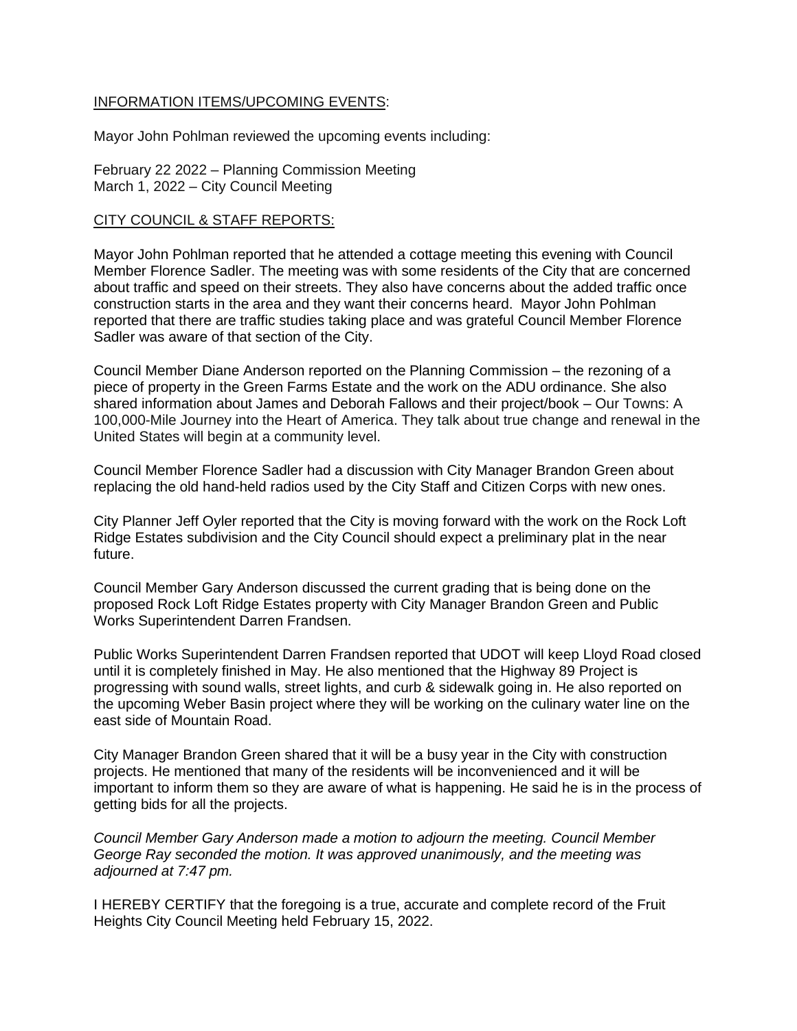INFORMATION ITEMS/UPCOMING EVENTS:

Mayor John Pohlman reviewed the upcoming events including:

February 22 2022 – Planning Commission Meeting
March 1, 2022 – City Council Meeting

CITY COUNCIL & STAFF REPORTS:

Mayor John Pohlman reported that he attended a cottage meeting this evening with Council Member Florence Sadler. The meeting was with some residents of the City that are concerned about traffic and speed on their streets. They also have concerns about the added traffic once construction starts in the area and they want their concerns heard. Mayor John Pohlman reported that there are traffic studies taking place and was grateful Council Member Florence Sadler was aware of that section of the City.

Council Member Diane Anderson reported on the Planning Commission – the rezoning of a piece of property in the Green Farms Estate and the work on the ADU ordinance. She also shared information about James and Deborah Fallows and their project/book – Our Towns: A 100,000-Mile Journey into the Heart of America. They talk about true change and renewal in the United States will begin at a community level.

Council Member Florence Sadler had a discussion with City Manager Brandon Green about replacing the old hand-held radios used by the City Staff and Citizen Corps with new ones.

City Planner Jeff Oyler reported that the City is moving forward with the work on the Rock Loft Ridge Estates subdivision and the City Council should expect a preliminary plat in the near future.

Council Member Gary Anderson discussed the current grading that is being done on the proposed Rock Loft Ridge Estates property with City Manager Brandon Green and Public Works Superintendent Darren Frandsen.

Public Works Superintendent Darren Frandsen reported that UDOT will keep Lloyd Road closed until it is completely finished in May. He also mentioned that the Highway 89 Project is progressing with sound walls, street lights, and curb & sidewalk going in. He also reported on the upcoming Weber Basin project where they will be working on the culinary water line on the east side of Mountain Road.

City Manager Brandon Green shared that it will be a busy year in the City with construction projects. He mentioned that many of the residents will be inconvenienced and it will be important to inform them so they are aware of what is happening. He said he is in the process of getting bids for all the projects.

*Council Member Gary Anderson made a motion to adjourn the meeting. Council Member George Ray seconded the motion. It was approved unanimously, and the meeting was adjourned at 7:47 pm.*

I HEREBY CERTIFY that the foregoing is a true, accurate and complete record of the Fruit Heights City Council Meeting held February 15, 2022.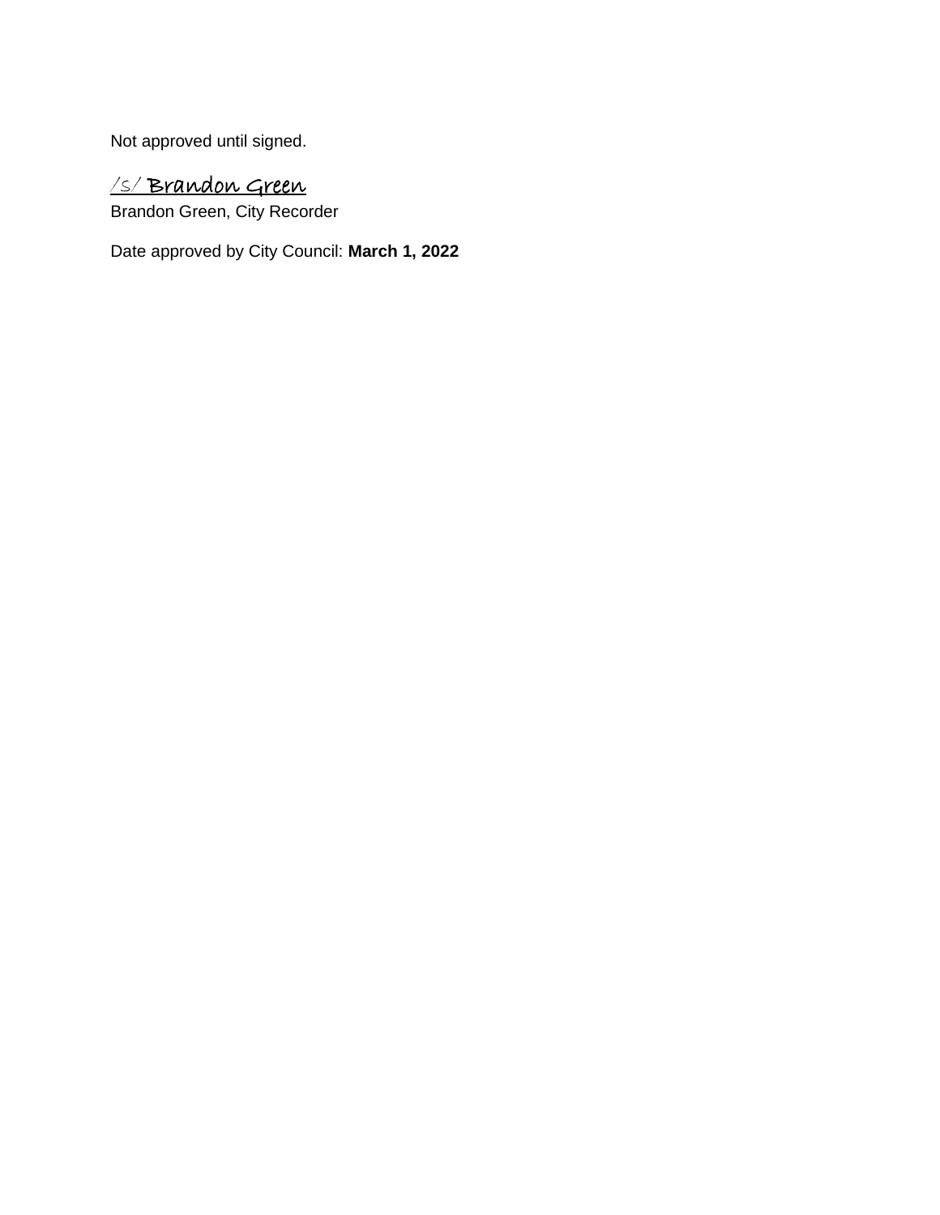Not approved until signed.

/s/ Brandon Green

Brandon Green, City Recorder

Date approved by City Council: **March 1, 2022**